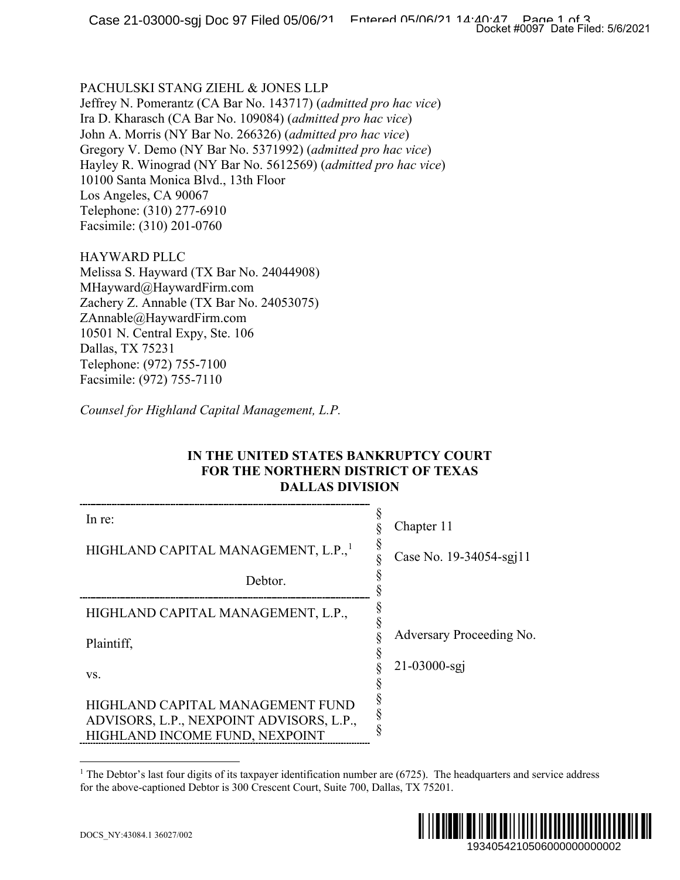PACHULSKI STANG ZIEHL & JONES LLP
Jeffrey N. Pomerantz (CA Bar No. 143717) (*admitted pro hac vice*)
Ira D. Kharasch (CA Bar No. 109084) (*admitted pro hac vice*)
John A. Morris (NY Bar No. 266326) (*admitted pro hac vice*)
Gregory V. Demo (NY Bar No. 5371992) (*admitted pro hac vice*)
Hayley R. Winograd (NY Bar No. 5612569) (*admitted pro hac vice*)
10100 Santa Monica Blvd., 13th Floor
Los Angeles, CA 90067
Telephone: (310) 277-6910
Facsimile: (310) 201-0760

HAYWARD PLLC
Melissa S. Hayward (TX Bar No. 24044908)
MHayward@HaywardFirm.com
Zachery Z. Annable (TX Bar No. 24053075)
ZAnnable@HaywardFirm.com
10501 N. Central Expy, Ste. 106
Dallas, TX 75231
Telephone: (972) 755-7100
Facsimile: (972) 755-7110

*Counsel for Highland Capital Management, L.P.*

**IN THE UNITED STATES BANKRUPTCY COURT**
**FOR THE NORTHERN DISTRICT OF TEXAS**
**DALLAS DIVISION**

| | | |
|---|---|---|
| In re:<br><br>HIGHLAND CAPITAL MANAGEMENT, L.P.,[1]<br><br>Debtor. | § | Chapter 11<br><br>Case No. 19-34054-sgj11 |
| HIGHLAND CAPITAL MANAGEMENT, L.P.,<br><br>Plaintiff,<br><br>vs.<br><br>HIGHLAND CAPITAL MANAGEMENT FUND ADVISORS, L.P., NEXPOINT ADVISORS, L.P., HIGHLAND INCOME FUND, NEXPOINT | § | Adversary Proceeding No.<br><br>21-03000-sgj |

[1] The Debtor's last four digits of its taxpayer identification number are (6725). The headquarters and service address for the above-captioned Debtor is 300 Crescent Court, Suite 700, Dallas, TX 75201.

DOCS_NY:43084.1 36027/002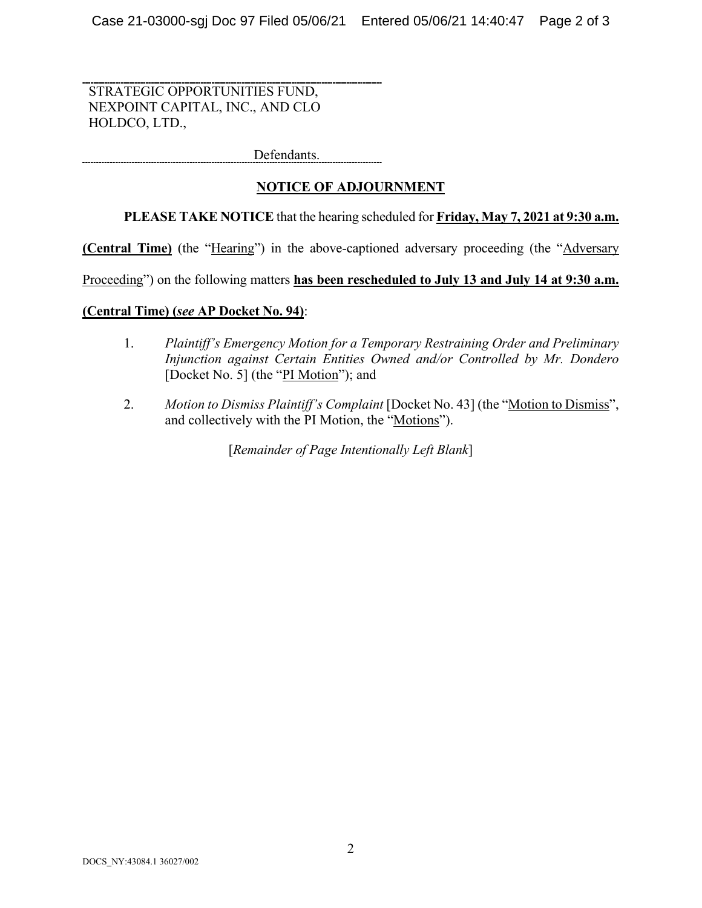STRATEGIC OPPORTUNITIES FUND, NEXPOINT CAPITAL, INC., AND CLO HOLDCO, LTD.,

Defendants.

## NOTICE OF ADJOURNMENT

**PLEASE TAKE NOTICE** that the hearing scheduled for **Friday, May 7, 2021 at 9:30 a.m. (Central Time)** (the "Hearing") in the above-captioned adversary proceeding (the "Adversary Proceeding") on the following matters **has been rescheduled to July 13 and July 14 at 9:30 a.m. (Central Time) (*see* AP Docket No. 94)**:

1. *Plaintiff's Emergency Motion for a Temporary Restraining Order and Preliminary Injunction against Certain Entities Owned and/or Controlled by Mr. Dondero* [Docket No. 5] (the "PI Motion"); and

2. *Motion to Dismiss Plaintiff's Complaint* [Docket No. 43] (the "Motion to Dismiss", and collectively with the PI Motion, the "Motions").

[*Remainder of Page Intentionally Left Blank*]

DOCS_NY:43084.1 36027/002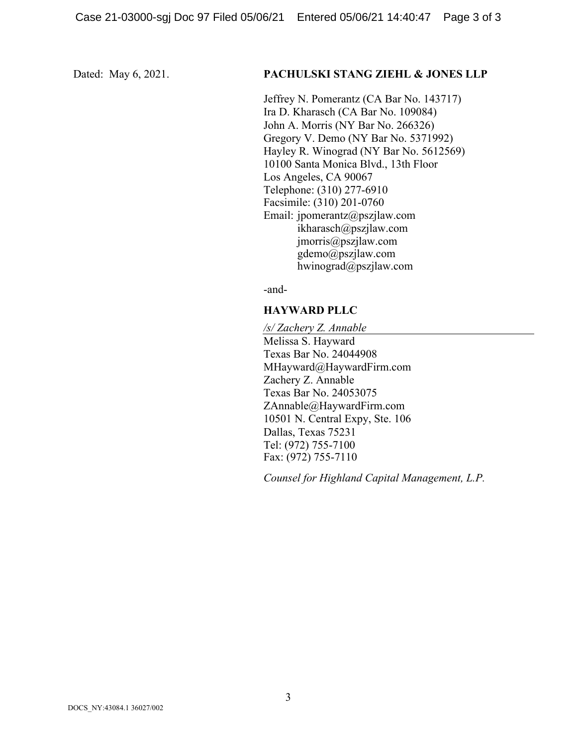Dated: May 6, 2021.

**PACHULSKI STANG ZIEHL & JONES LLP**

Jeffrey N. Pomerantz (CA Bar No. 143717)
Ira D. Kharasch (CA Bar No. 109084)
John A. Morris (NY Bar No. 266326)
Gregory V. Demo (NY Bar No. 5371992)
Hayley R. Winograd (NY Bar No. 5612569)
10100 Santa Monica Blvd., 13th Floor
Los Angeles, CA 90067
Telephone: (310) 277-6910
Facsimile: (310) 201-0760
Email: jpomerantz@pszjlaw.com
ikharasch@pszjlaw.com
jmorris@pszjlaw.com
gdemo@pszjlaw.com
hwinograd@pszjlaw.com

-and-

**HAYWARD PLLC**

*/s/ Zachery Z. Annable*
Melissa S. Hayward
Texas Bar No. 24044908
MHayward@HaywardFirm.com
Zachery Z. Annable
Texas Bar No. 24053075
ZAnnable@HaywardFirm.com
10501 N. Central Expy, Ste. 106
Dallas, Texas 75231
Tel: (972) 755-7100
Fax: (972) 755-7110

*Counsel for Highland Capital Management, L.P.*

DOCS_NY:43084.1 36027/002